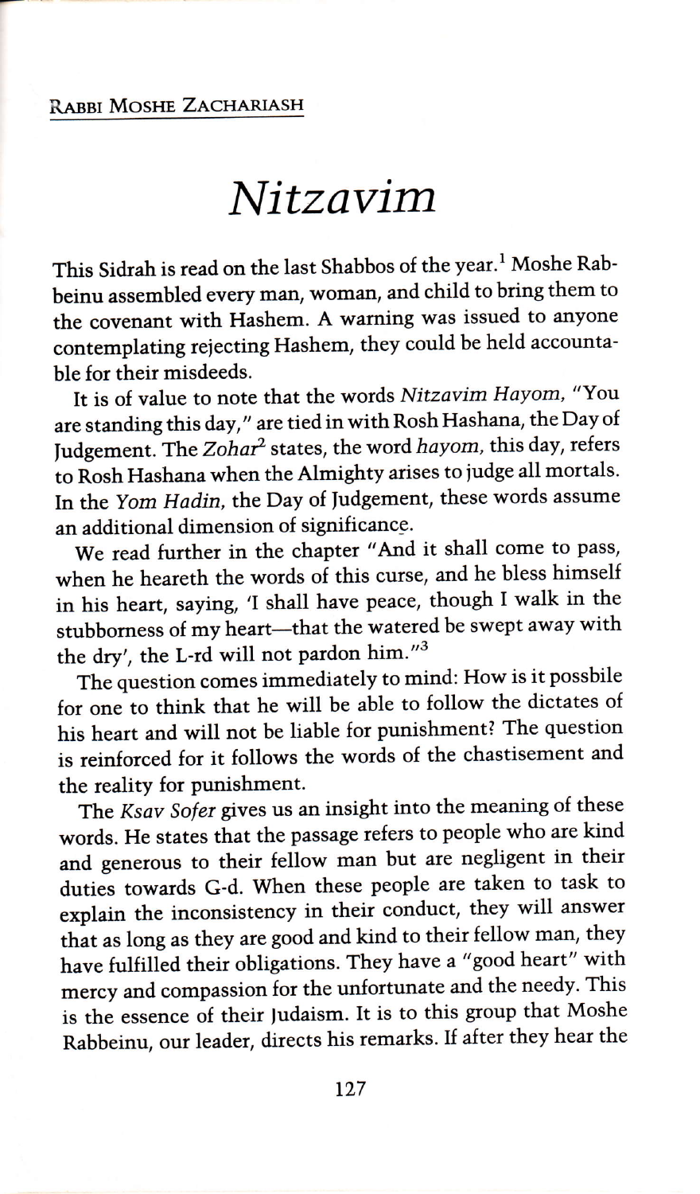# Nitzavim

This Sidrah is read on the last Shabbos of the year.[1] Moshe Rabbeinu assembled every man, woman, and child to bring them to the covenant with Hashem. A warning was issued to anyone contemplating rejecting Hashem, they could be held accountable for their misdeeds.

It is of value to note that the words *Nitzavim Hayom,* "You are standing this day," are tied in with Rosh Hashana, the Day of Judgement. The *Zohar*[2] states, the word *hayom,* this day, refers to Rosh Hashana when the Almighty arises to judge all mortals. In the *Yom Hadin,* the Day of Judgement, these words assume an additional dimension of significance.

We read further in the chapter "And it shall come to pass, when he heareth the words of this curse, and he bless himself in his heart, saying, 'I shall have peace, though I walk in the stubborness of my heart—that the watered be swept away with the dry', the L-rd will not pardon him."[3]

The question comes immediately to mind: How is it possbile for one to think that he will be able to follow the dictates of his heart and will not be liable for punishment? The question is reinforced for it follows the words of the chastisement and the reality for punishment.

The *Ksav Sofer* gives us an insight into the meaning of these words. He states that the passage refers to people who are kind and generous to their fellow man but are negligent in their duties towards G-d. When these people are taken to task to explain the inconsistency in their conduct, they will answer that as long as they are good and kind to their fellow man, they have fulfilled their obligations. They have a "good heart" with mercy and compassion for the unfortunate and the needy. This is the essence of their Judaism. It is to this group that Moshe Rabbeinu, our leader, directs his remarks. If after they hear the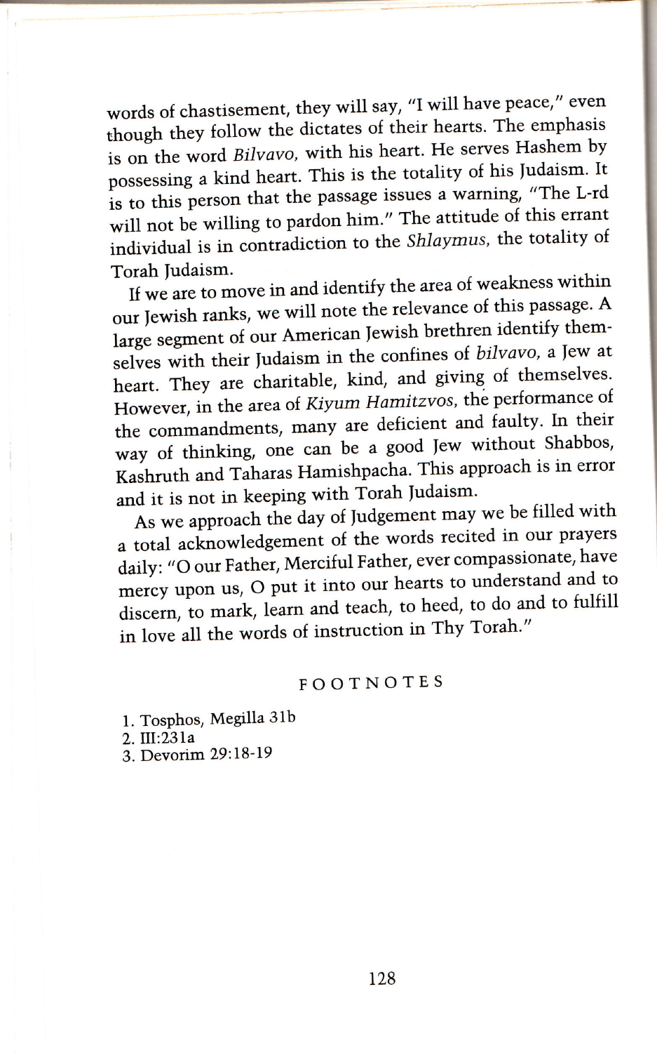words of chastisement, they will say, "I will have peace," even though they follow the dictates of their hearts. The emphasis is on the word *Bilvavo,* with his heart. He serves Hashem by possessing a kind heart. This is the totality of his Judaism. It is to this person that the passage issues a warning, "The L-rd will not be willing to pardon him." The attitude of this errant individual is in contradiction to the *Shlaymus,* the totality of Torah Judaism.

If we are to move in and identify the area of weakness within our Jewish ranks, we will note the relevance of this passage. A large segment of our American Jewish brethren identify themselves with their Judaism in the confines of *bilvavo,* a Jew at heart. They are charitable, kind, and giving of themselves. However, in the area of *Kiyum Hamitzvos,* the performance of the commandments, many are deficient and faulty. In their way of thinking, one can be a good Jew without Shabbos, Kashruth and Taharas Hamishpacha. This approach is in error and it is not in keeping with Torah Judaism.

As we approach the day of Judgement may we be filled with a total acknowledgement of the words recited in our prayers daily: "O our Father, Merciful Father, ever compassionate, have mercy upon us, O put it into our hearts to understand and to discern, to mark, learn and teach, to heed, to do and to fulfill in love all the words of instruction in Thy Torah."

## FOOTNOTES

1. Tosphos, Megilla 31b
2. III:231a
3. Devorim 29:18-19